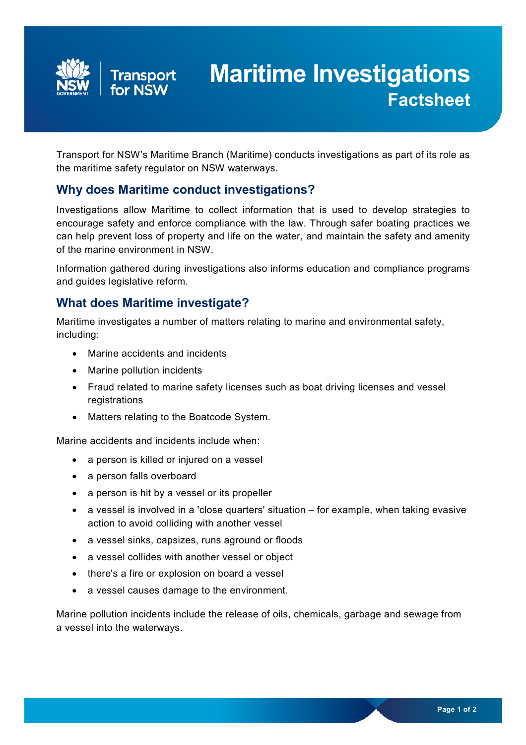# Maritime Investigations

## Factsheet

Transport for NSW's Maritime Branch (Maritime) conducts investigations as part of its role as the maritime safety regulator on NSW waterways.

## Why does Maritime conduct investigations?

Investigations allow Maritime to collect information that is used to develop strategies to encourage safety and enforce compliance with the law. Through safer boating practices we can help prevent loss of property and life on the water, and maintain the safety and amenity of the marine environment in NSW.

Information gathered during investigations also informs education and compliance programs and guides legislative reform.

## What does Maritime investigate?

Maritime investigates a number of matters relating to marine and environmental safety, including:

- Marine accidents and incidents
- Marine pollution incidents
- Fraud related to marine safety licenses such as boat driving licenses and vessel registrations
- Matters relating to the Boatcode System.

Marine accidents and incidents include when:

- a person is killed or injured on a vessel
- a person falls overboard
- a person is hit by a vessel or its propeller
- a vessel is involved in a 'close quarters' situation – for example, when taking evasive action to avoid colliding with another vessel
- a vessel sinks, capsizes, runs aground or floods
- a vessel collides with another vessel or object
- there's a fire or explosion on board a vessel
- a vessel causes damage to the environment.

Marine pollution incidents include the release of oils, chemicals, garbage and sewage from a vessel into the waterways.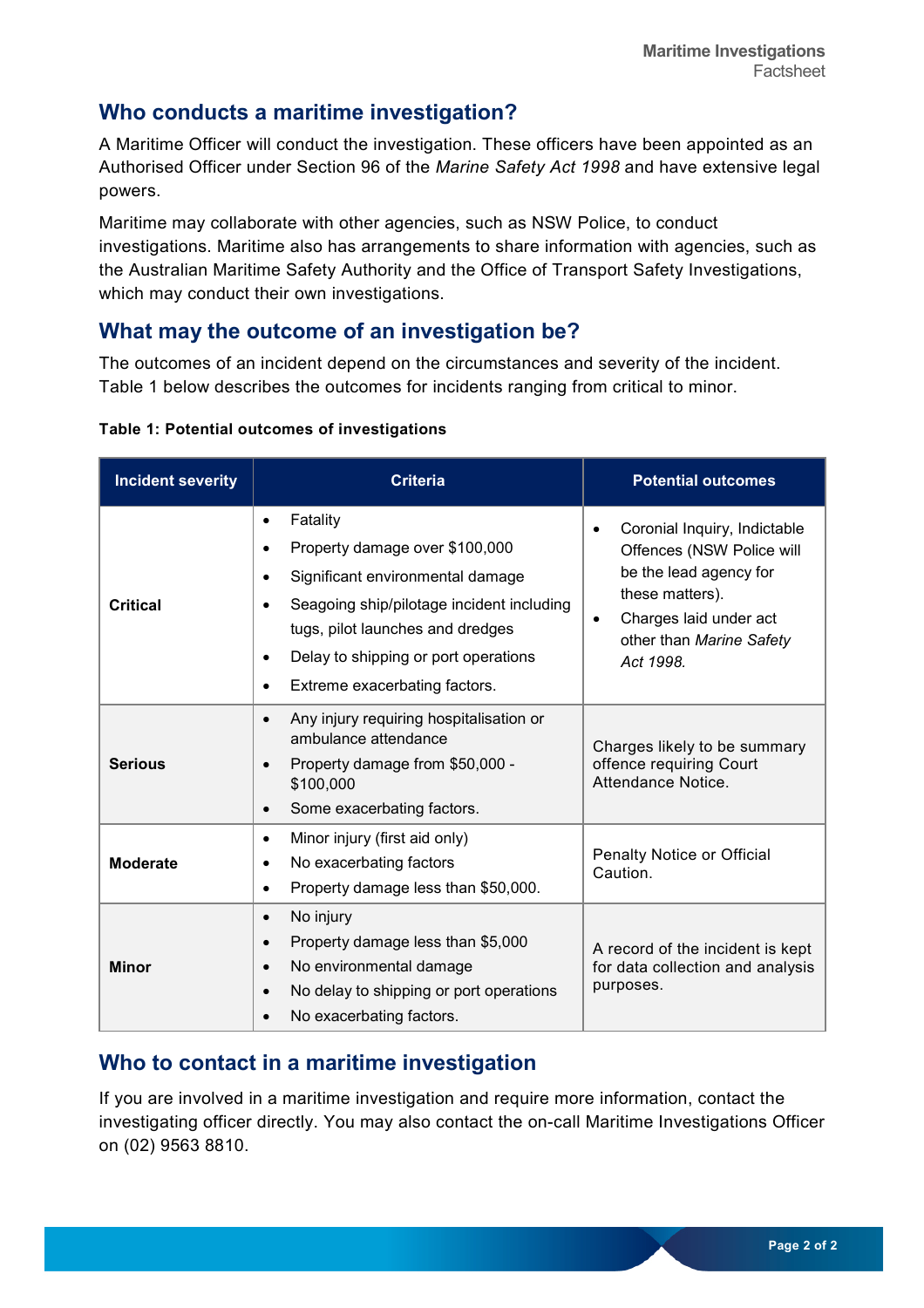## Who conducts a maritime investigation?

A Maritime Officer will conduct the investigation. These officers have been appointed as an Authorised Officer under Section 96 of the *Marine Safety Act 1998* and have extensive legal powers.

Maritime may collaborate with other agencies, such as NSW Police, to conduct investigations. Maritime also has arrangements to share information with agencies, such as the Australian Maritime Safety Authority and the Office of Transport Safety Investigations, which may conduct their own investigations.

## What may the outcome of an investigation be?

The outcomes of an incident depend on the circumstances and severity of the incident. Table 1 below describes the outcomes for incidents ranging from critical to minor.

**Table 1: Potential outcomes of investigations**

| Incident severity | Criteria | Potential outcomes |
|---|---|---|
| **Critical** | • Fatality<br>• Property damage over $100,000<br>• Significant environmental damage<br>• Seagoing ship/pilotage incident including tugs, pilot launches and dredges<br>• Delay to shipping or port operations<br>• Extreme exacerbating factors. | • Coronial Inquiry, Indictable Offences (NSW Police will be the lead agency for these matters).<br>• Charges laid under act other than *Marine Safety Act 1998.* |
| **Serious** | • Any injury requiring hospitalisation or ambulance attendance<br>• Property damage from $50,000 - $100,000<br>• Some exacerbating factors. | Charges likely to be summary offence requiring Court Attendance Notice. |
| **Moderate** | • Minor injury (first aid only)<br>• No exacerbating factors<br>• Property damage less than $50,000. | Penalty Notice or Official Caution. |
| **Minor** | • No injury<br>• Property damage less than $5,000<br>• No environmental damage<br>• No delay to shipping or port operations<br>• No exacerbating factors. | A record of the incident is kept for data collection and analysis purposes. |

## Who to contact in a maritime investigation

If you are involved in a maritime investigation and require more information, contact the investigating officer directly. You may also contact the on-call Maritime Investigations Officer on (02) 9563 8810.